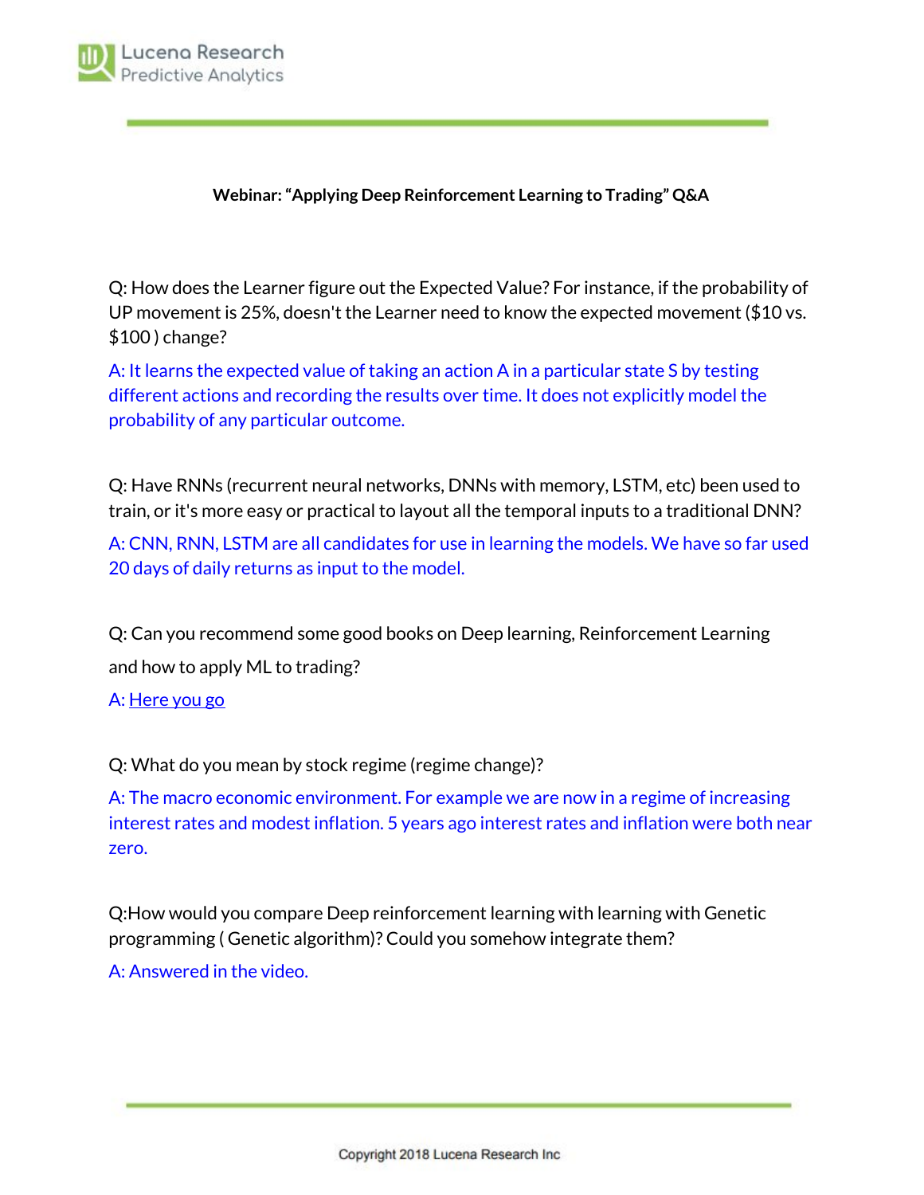**Webinar: "Applying Deep Reinforcement Learning to Trading" Q&A**

Q: How does the Learner figure out the Expected Value? For instance, if the probability of UP movement is 25%, doesn't the Learner need to know the expected movement ($10 vs. $100 ) change?

A: It learns the expected value of taking an action A in a particular state S by testing different actions and recording the results over time. It does not explicitly model the probability of any particular outcome.

Q: Have RNNs (recurrent neural networks, DNNs with memory, LSTM, etc) been used to train, or it's more easy or practical to layout all the temporal inputs to a traditional DNN?

A: CNN, RNN, LSTM are all candidates for use in learning the models. We have so far used 20 days of daily returns as input to the model.

Q: Can you recommend some good books on Deep learning, Reinforcement Learning and how to apply ML to trading?

A: Here you go

Q: What do you mean by stock regime (regime change)?

A: The macro economic environment. For example we are now in a regime of increasing interest rates and modest inflation. 5 years ago interest rates and inflation were both near zero.

Q:How would you compare Deep reinforcement learning with learning with Genetic programming ( Genetic algorithm)? Could you somehow integrate them?

A: Answered in the video.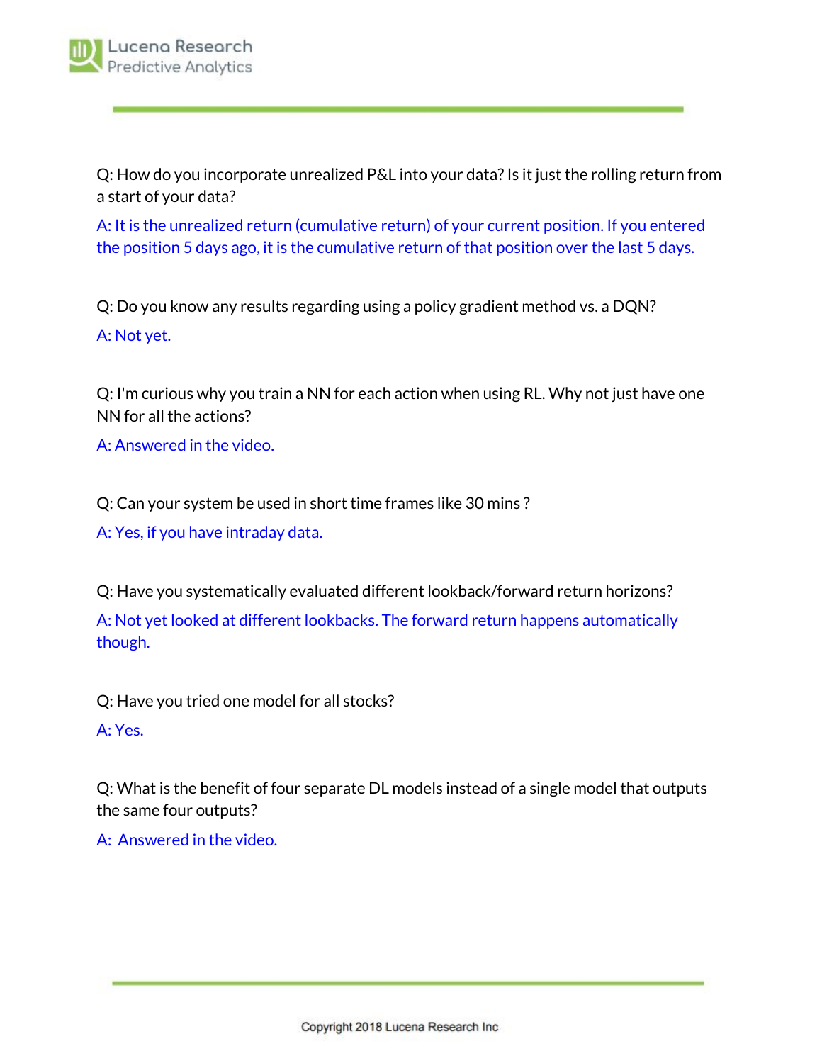Q: How do you incorporate unrealized P&L into your data? Is it just the rolling return from a start of your data?

A: It is the unrealized return (cumulative return) of your current position. If you entered the position 5 days ago, it is the cumulative return of that position over the last 5 days.

Q: Do you know any results regarding using a policy gradient method vs. a DQN?

A: Not yet.

Q: I'm curious why you train a NN for each action when using RL. Why not just have one NN for all the actions?

A: Answered in the video.

Q: Can your system be used in short time frames like 30 mins ?

A: Yes, if you have intraday data.

Q: Have you systematically evaluated different lookback/forward return horizons?

A: Not yet looked at different lookbacks. The forward return happens automatically though.

Q: Have you tried one model for all stocks?

A: Yes.

Q: What is the benefit of four separate DL models instead of a single model that outputs the same four outputs?

A: Answered in the video.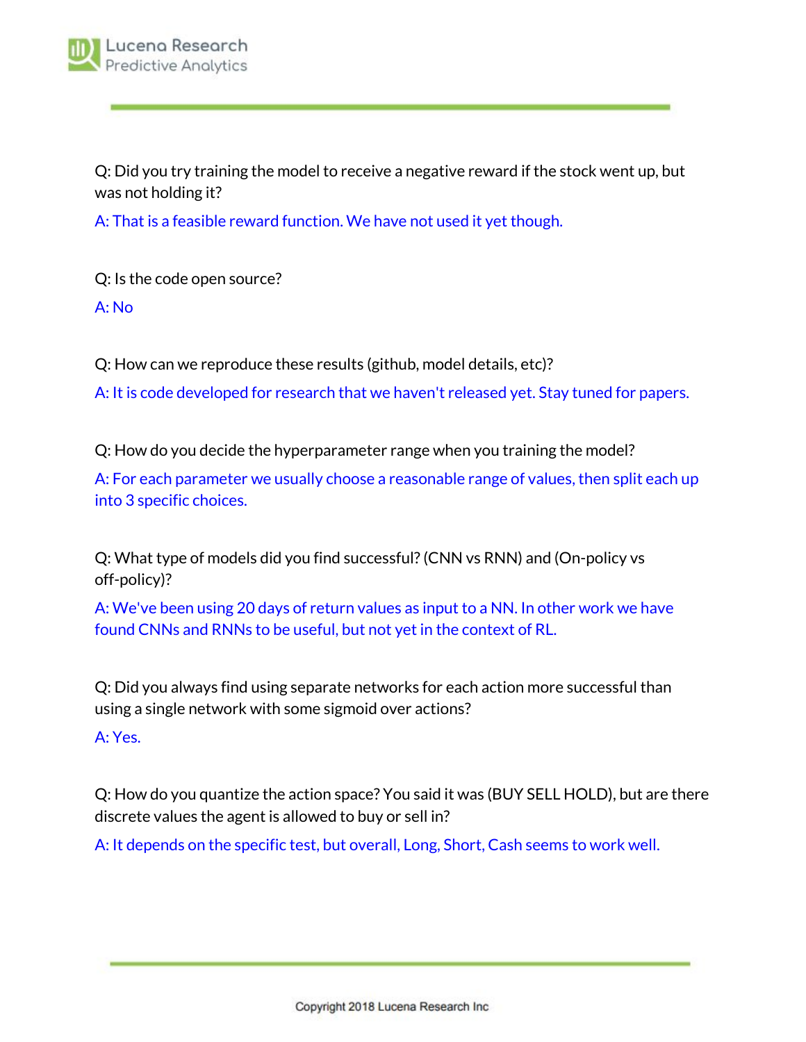Q: Did you try training the model to receive a negative reward if the stock went up, but was not holding it?

A: That is a feasible reward function. We have not used it yet though.

Q: Is the code open source?

A: No

Q: How can we reproduce these results (github, model details, etc)?

A: It is code developed for research that we haven't released yet. Stay tuned for papers.

Q: How do you decide the hyperparameter range when you training the model?

A: For each parameter we usually choose a reasonable range of values, then split each up into 3 specific choices.

Q: What type of models did you find successful? (CNN vs RNN) and (On-policy vs off-policy)?

A: We've been using 20 days of return values as input to a NN. In other work we have found CNNs and RNNs to be useful, but not yet in the context of RL.

Q: Did you always find using separate networks for each action more successful than using a single network with some sigmoid over actions?

A: Yes.

Q: How do you quantize the action space? You said it was (BUY SELL HOLD), but are there discrete values the agent is allowed to buy or sell in?

A: It depends on the specific test, but overall, Long, Short, Cash seems to work well.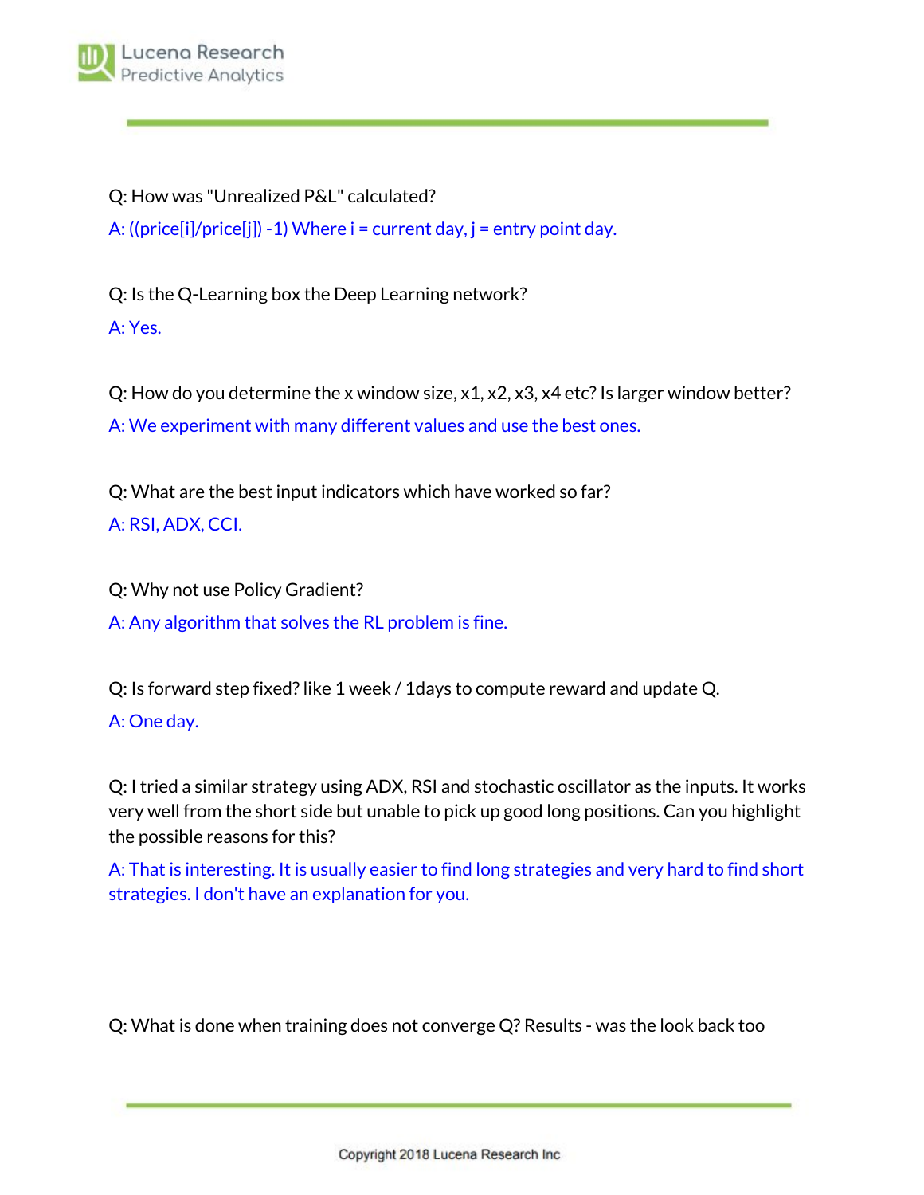Q: How was "Unrealized P&L" calculated?

A: ((price[i]/price[j]) -1) Where i = current day, j = entry point day.

Q: Is the Q-Learning box the Deep Learning network?

A: Yes.

Q: How do you determine the x window size, x1, x2, x3, x4 etc? Is larger window better?

A: We experiment with many different values and use the best ones.

Q: What are the best input indicators which have worked so far?

A: RSI, ADX, CCI.

Q: Why not use Policy Gradient?

A: Any algorithm that solves the RL problem is fine.

Q: Is forward step fixed? like 1 week / 1days to compute reward and update Q.

A: One day.

Q: I tried a similar strategy using ADX, RSI and stochastic oscillator as the inputs. It works very well from the short side but unable to pick up good long positions. Can you highlight the possible reasons for this?

A: That is interesting. It is usually easier to find long strategies and very hard to find short strategies. I don't have an explanation for you.

Q: What is done when training does not converge Q? Results - was the look back too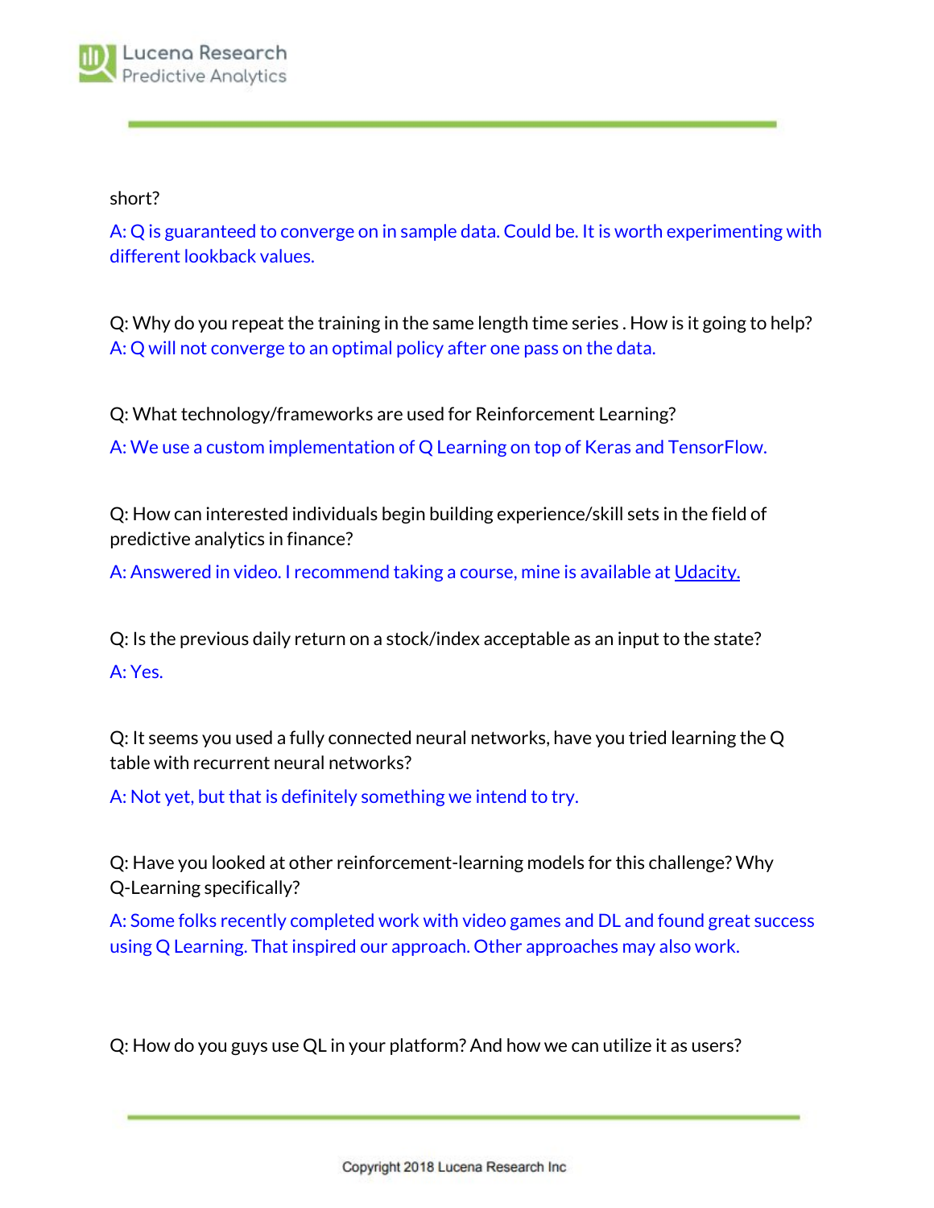short?

A: Q is guaranteed to converge on in sample data. Could be. It is worth experimenting with different lookback values.

Q: Why do you repeat the training in the same length time series . How is it going to help?

A: Q will not converge to an optimal policy after one pass on the data.

Q: What technology/frameworks are used for Reinforcement Learning?

A: We use a custom implementation of Q Learning on top of Keras and TensorFlow.

Q: How can interested individuals begin building experience/skill sets in the field of predictive analytics in finance?

A: Answered in video. I recommend taking a course, mine is available at Udacity.

Q: Is the previous daily return on a stock/index acceptable as an input to the state?

A: Yes.

Q: It seems you used a fully connected neural networks, have you tried learning the Q table with recurrent neural networks?

A: Not yet, but that is definitely something we intend to try.

Q: Have you looked at other reinforcement-learning models for this challenge? Why Q-Learning specifically?

A: Some folks recently completed work with video games and DL and found great success using Q Learning. That inspired our approach. Other approaches may also work.

Q: How do you guys use QL in your platform? And how we can utilize it as users?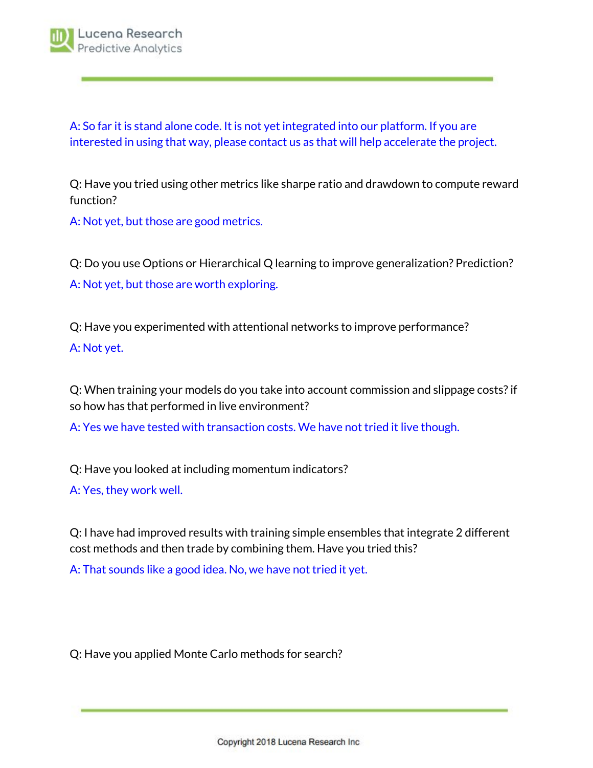A: So far it is stand alone code. It is not yet integrated into our platform. If you are interested in using that way, please contact us as that will help accelerate the project.

Q: Have you tried using other metrics like sharpe ratio and drawdown to compute reward function?

A: Not yet, but those are good metrics.

Q: Do you use Options or Hierarchical Q learning to improve generalization? Prediction?

A: Not yet, but those are worth exploring.

Q: Have you experimented with attentional networks to improve performance?

A: Not yet.

Q: When training your models do you take into account commission and slippage costs? if so how has that performed in live environment?

A: Yes we have tested with transaction costs. We have not tried it live though.

Q: Have you looked at including momentum indicators?

A: Yes, they work well.

Q: I have had improved results with training simple ensembles that integrate 2 different cost methods and then trade by combining them. Have you tried this?

A: That sounds like a good idea. No, we have not tried it yet.

Q: Have you applied Monte Carlo methods for search?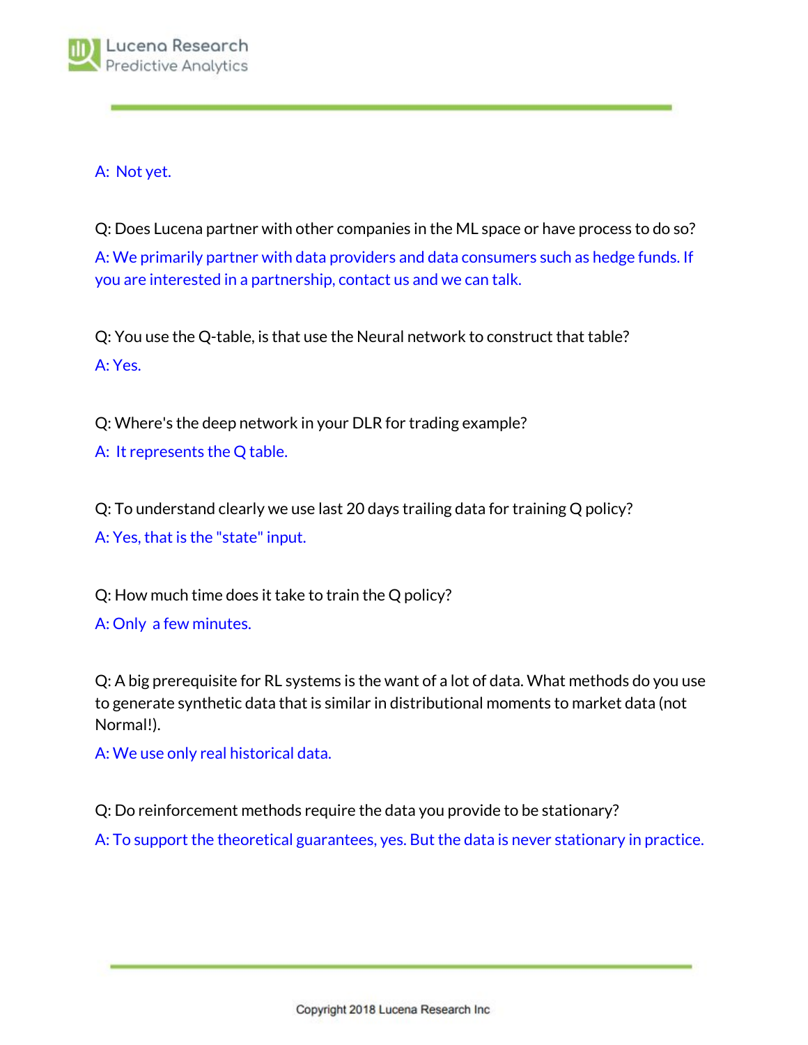A: Not yet.

Q: Does Lucena partner with other companies in the ML space or have process to do so?

A: We primarily partner with data providers and data consumers such as hedge funds. If you are interested in a partnership, contact us and we can talk.

Q: You use the Q-table, is that use the Neural network to construct that table?

A: Yes.

Q: Where's the deep network in your DLR for trading example?

A: It represents the Q table.

Q: To understand clearly we use last 20 days trailing data for training Q policy?

A: Yes, that is the "state" input.

Q: How much time does it take to train the Q policy?

A: Only a few minutes.

Q: A big prerequisite for RL systems is the want of a lot of data. What methods do you use to generate synthetic data that is similar in distributional moments to market data (not Normal!).

A: We use only real historical data.

Q: Do reinforcement methods require the data you provide to be stationary?

A: To support the theoretical guarantees, yes. But the data is never stationary in practice.